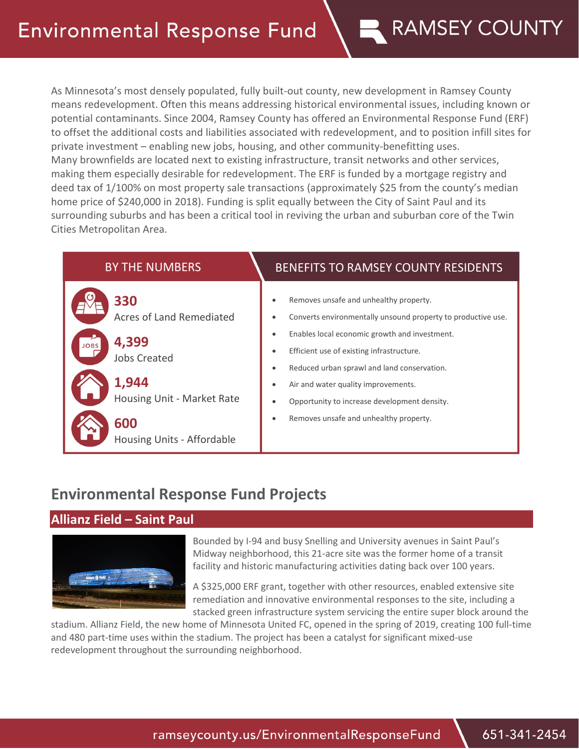# Environmental Response Fund

RAMSEY COUNTY

As Minnesota's most densely populated, fully built-out county, new development in Ramsey County means redevelopment. Often this means addressing historical environmental issues, including known or potential contaminants. Since 2004, Ramsey County has offered an Environmental Response Fund (ERF) to offset the additional costs and liabilities associated with redevelopment, and to position infill sites for private investment – enabling new jobs, housing, and other community-benefitting uses.
Many brownfields are located next to existing infrastructure, transit networks and other services, making them especially desirable for redevelopment. The ERF is funded by a mortgage registry and deed tax of 1/100% on most property sale transactions (approximately $25 from the county's median home price of $240,000 in 2018). Funding is split equally between the City of Saint Paul and its surrounding suburbs and has been a critical tool in reviving the urban and suburban core of the Twin Cities Metropolitan Area.

## BY THE NUMBERS

**330**
Acres of Land Remediated

**4,399**
Jobs Created

**1,944**
Housing Unit - Market Rate

**600**
Housing Units - Affordable

## BENEFITS TO RAMSEY COUNTY RESIDENTS

- Removes unsafe and unhealthy property.
- Converts environmentally unsound property to productive use.
- Enables local economic growth and investment.
- Efficient use of existing infrastructure.
- Reduced urban sprawl and land conservation.
- Air and water quality improvements.
- Opportunity to increase development density.
- Removes unsafe and unhealthy property.

## Environmental Response Fund Projects

### Allianz Field – Saint Paul

Bounded by I-94 and busy Snelling and University avenues in Saint Paul's Midway neighborhood, this 21-acre site was the former home of a transit facility and historic manufacturing activities dating back over 100 years.

A $325,000 ERF grant, together with other resources, enabled extensive site remediation and innovative environmental responses to the site, including a stacked green infrastructure system servicing the entire super block around the stadium. Allianz Field, the new home of Minnesota United FC, opened in the spring of 2019, creating 100 full-time and 480 part-time uses within the stadium. The project has been a catalyst for significant mixed-use redevelopment throughout the surrounding neighborhood.

ramseycounty.us/EnvironmentalResponseFund 651-341-2454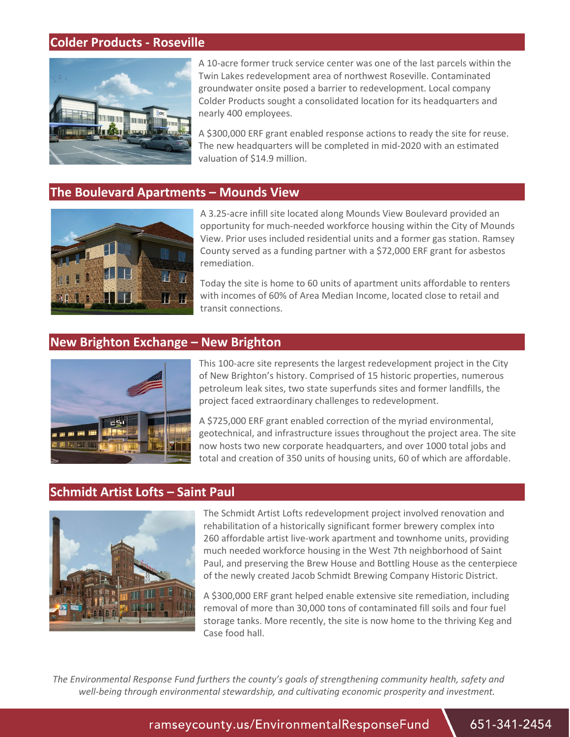## Colder Products - Roseville

A 10-acre former truck service center was one of the last parcels within the Twin Lakes redevelopment area of northwest Roseville. Contaminated groundwater onsite posed a barrier to redevelopment. Local company Colder Products sought a consolidated location for its headquarters and nearly 400 employees.

A $300,000 ERF grant enabled response actions to ready the site for reuse. The new headquarters will be completed in mid-2020 with an estimated valuation of $14.9 million.

## The Boulevard Apartments – Mounds View

A 3.25-acre infill site located along Mounds View Boulevard provided an opportunity for much-needed workforce housing within the City of Mounds View. Prior uses included residential units and a former gas station. Ramsey County served as a funding partner with a $72,000 ERF grant for asbestos remediation.

Today the site is home to 60 units of apartment units affordable to renters with incomes of 60% of Area Median Income, located close to retail and transit connections.

## New Brighton Exchange – New Brighton

This 100-acre site represents the largest redevelopment project in the City of New Brighton's history. Comprised of 15 historic properties, numerous petroleum leak sites, two state superfunds sites and former landfills, the project faced extraordinary challenges to redevelopment.

A $725,000 ERF grant enabled correction of the myriad environmental, geotechnical, and infrastructure issues throughout the project area. The site now hosts two new corporate headquarters, and over 1000 total jobs and total and creation of 350 units of housing units, 60 of which are affordable.

## Schmidt Artist Lofts – Saint Paul

The Schmidt Artist Lofts redevelopment project involved renovation and rehabilitation of a historically significant former brewery complex into 260 affordable artist live-work apartment and townhome units, providing much needed workforce housing in the West 7th neighborhood of Saint Paul, and preserving the Brew House and Bottling House as the centerpiece of the newly created Jacob Schmidt Brewing Company Historic District.

A $300,000 ERF grant helped enable extensive site remediation, including removal of more than 30,000 tons of contaminated fill soils and four fuel storage tanks. More recently, the site is now home to the thriving Keg and Case food hall.

*The Environmental Response Fund furthers the county's goals of strengthening community health, safety and well-being through environmental stewardship, and cultivating economic prosperity and investment.*

ramseycounty.us/EnvironmentalResponseFund 651-341-2454